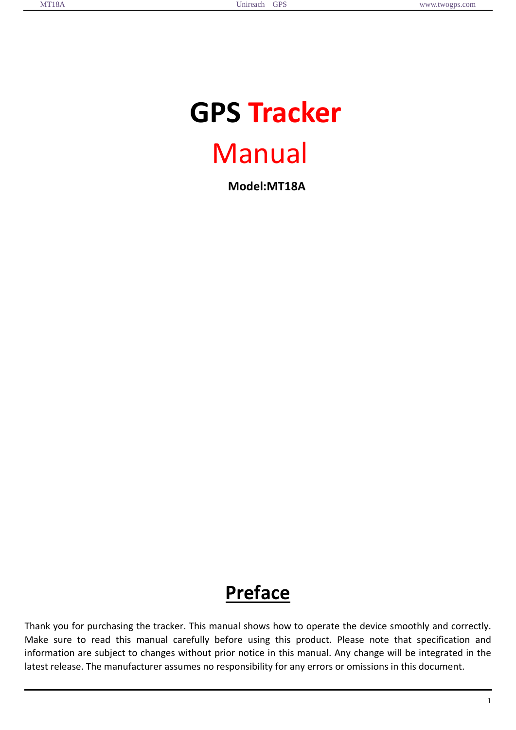# GPS Tracker

# Manual

**Model:MT18A**

## Preface

Thank you for purchasing the tracker. This manual shows how to operate the device smoothly and correctly. Make sure to read this manual carefully before using this product. Please note that specification and information are subject to changes without prior notice in this manual. Any change will be integrated in the latest release. The manufacturer assumes no responsibility for any errors or omissions in this document.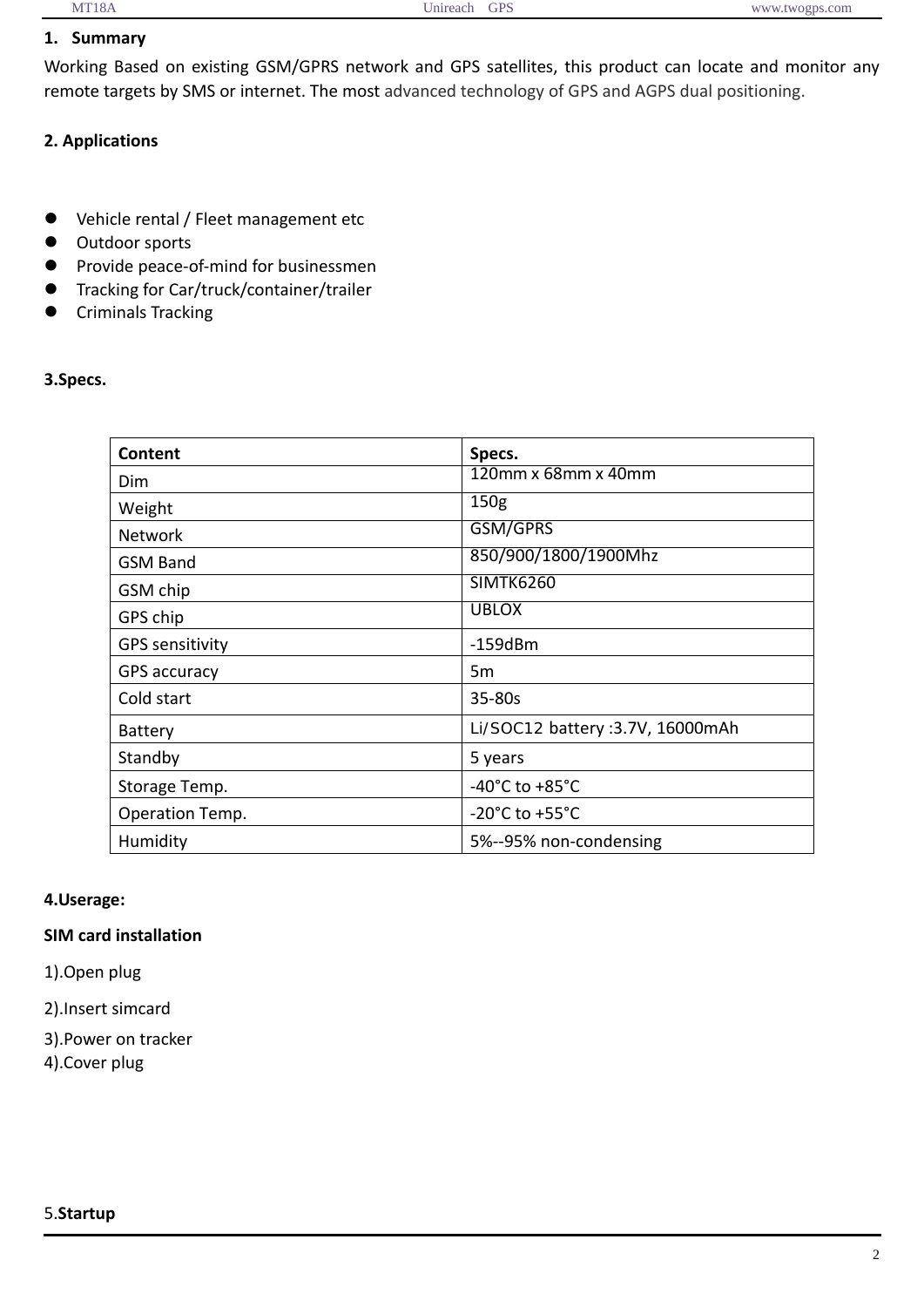## 1. Summary

Working Based on existing GSM/GPRS network and GPS satellites, this product can locate and monitor any remote targets by SMS or internet. The most advanced technology of GPS and AGPS dual positioning.

## 2. Applications

- Vehicle rental / Fleet management etc
- Outdoor sports
- Provide peace-of-mind for businessmen
- Tracking for Car/truck/container/trailer
- Criminals Tracking

## 3.Specs.

| Content | Specs. |
|---|---|
| Dim | 120mm x 68mm x 40mm |
| Weight | 150g |
| Network | GSM/GPRS |
| GSM Band | 850/900/1800/1900Mhz |
| GSM chip | SIMTK6260 |
| GPS chip | UBLOX |
| GPS sensitivity | -159dBm |
| GPS accuracy | 5m |
| Cold start | 35-80s |
| Battery | Li/SOC12 battery :3.7V, 16000mAh |
| Standby | 5 years |
| Storage Temp. | -40°C to +85°C |
| Operation Temp. | -20°C to +55°C |
| Humidity | 5%--95% non-condensing |

## 4.Userage:

**SIM card installation**

1).Open plug

2).Insert simcard

3).Power on tracker

4).Cover plug

## 5.Startup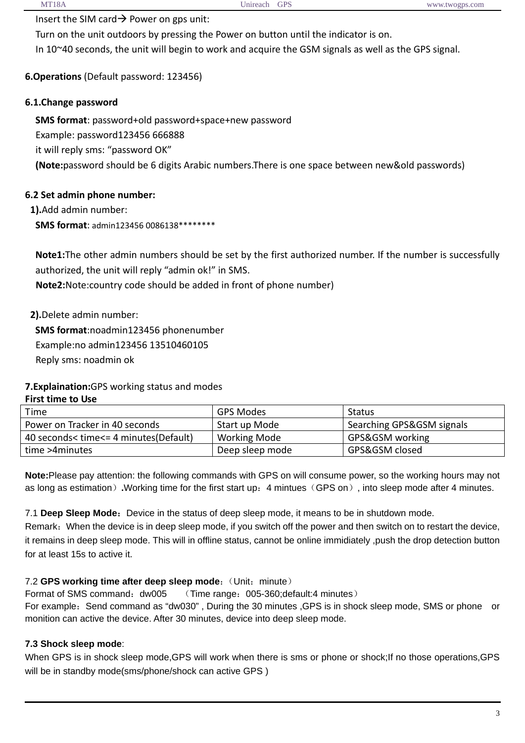Insert the SIM card→ Power on gps unit:

Turn on the unit outdoors by pressing the Power on button until the indicator is on.

In 10~40 seconds, the unit will begin to work and acquire the GSM signals as well as the GPS signal.

## 6.Operations (Default password: 123456)

### 6.1.Change password

**SMS format**: password+old password+space+new password

Example: password123456 666888

it will reply sms: “password OK”

**(Note:**password should be 6 digits Arabic numbers.There is one space between new&old passwords)

### 6.2 Set admin phone number:

**1).**Add admin number:

**SMS format**: admin123456 0086138********

**Note1:**The other admin numbers should be set by the first authorized number. If the number is successfully authorized, the unit will reply “admin ok!” in SMS.

**Note2:**Note:country code should be added in front of phone number)

**2).**Delete admin number:

**SMS format**:noadmin123456 phonenumber

Example:no admin123456 13510460105

Reply sms: noadmin ok

## 7.Explaination:GPS working status and modes

**First time to Use**

| Time | GPS Modes | Status |
|---|---|---|
| Power on Tracker in 40 seconds | Start up Mode | Searching GPS&GSM signals |
| 40 seconds< time<= 4 minutes(Default) | Working Mode | GPS&GSM working |
| time >4minutes | Deep sleep mode | GPS&GSM closed |

**Note:**Please pay attention: the following commands with GPS on will consume power, so the working hours may not as long as estimation）**.**Working time for the first start up：4 mintues（GPS on）, into sleep mode after 4 minutes.

7.1 **Deep Sleep Mode**：Device in the status of deep sleep mode, it means to be in shutdown mode.

Remark：When the device is in deep sleep mode, if you switch off the power and then switch on to restart the device, it remains in deep sleep mode. This will in offline status, cannot be online immidiately ,push the drop detection button for at least 15s to active it.

7.2 **GPS working time after deep sleep mode**：（Unit：minute）

Format of SMS command：dw005 （Time range：005-360;default:4 minutes）

For example：Send command as “dw030” , During the 30 minutes ,GPS is in shock sleep mode, SMS or phone or monition can active the device. After 30 minutes, device into deep sleep mode.

**7.3 Shock sleep mode**:

When GPS is in shock sleep mode,GPS will work when there is sms or phone or shock;If no those operations,GPS will be in standby mode(sms/phone/shock can active GPS )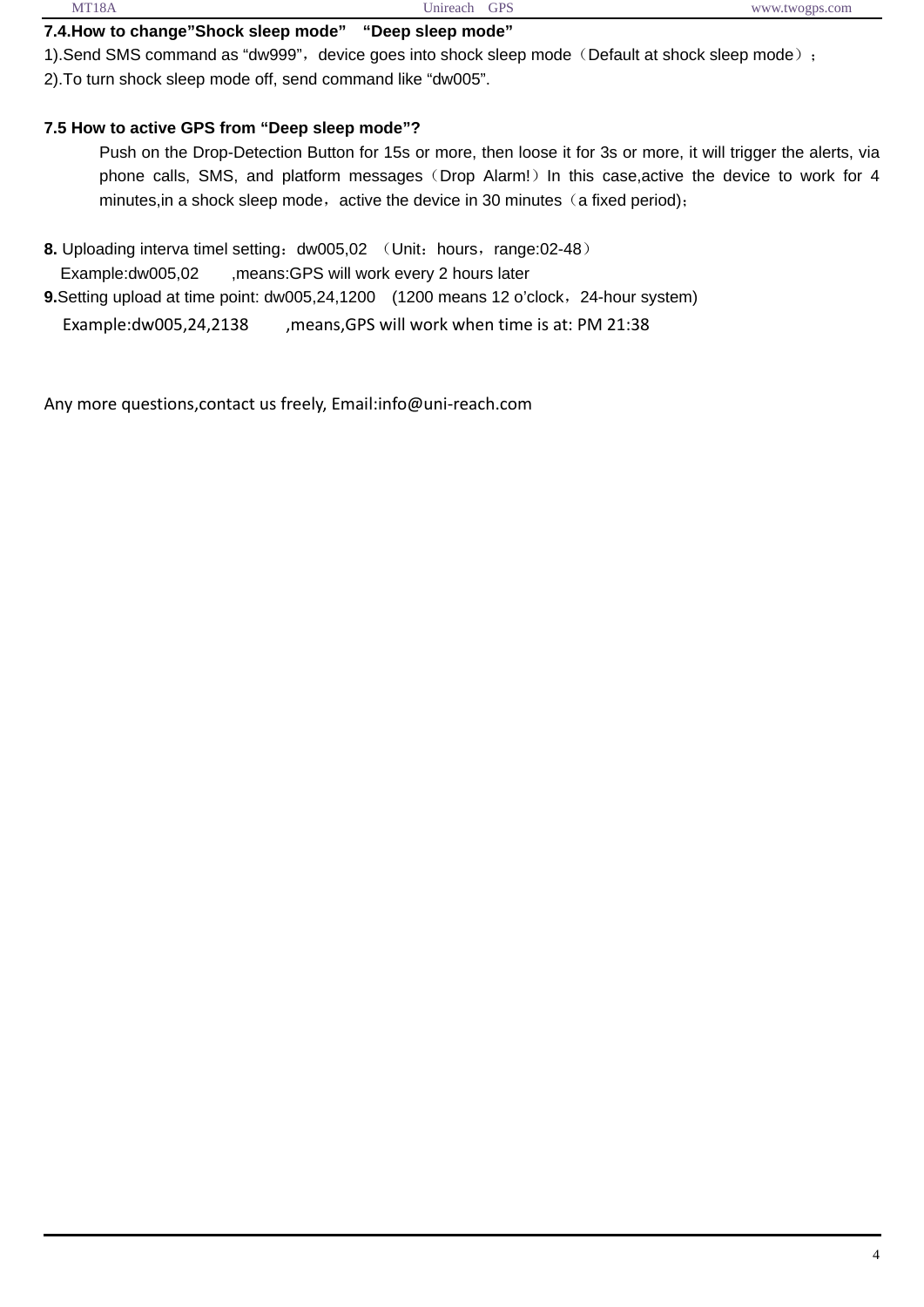**7.4.How to change”Shock sleep mode” “Deep sleep mode”**

1).Send SMS command as “dw999”，device goes into shock sleep mode（Default at shock sleep mode）；

2).To turn shock sleep mode off, send command like “dw005”.

**7.5 How to active GPS from “Deep sleep mode”?**

Push on the Drop-Detection Button for 15s or more, then loose it for 3s or more, it will trigger the alerts, via phone calls, SMS, and platform messages（Drop Alarm!）In this case,active the device to work for 4 minutes,in a shock sleep mode，active the device in 30 minutes（a fixed period)；

**8.** Uploading interva timel setting：dw005,02 （Unit：hours，range:02-48）

Example:dw005,02 ,means:GPS will work every 2 hours later

**9.**Setting upload at time point: dw005,24,1200 (1200 means 12 o’clock，24-hour system)

Example:dw005,24,2138 ,means,GPS will work when time is at: PM 21:38

Any more questions,contact us freely, Email:info@uni-reach.com